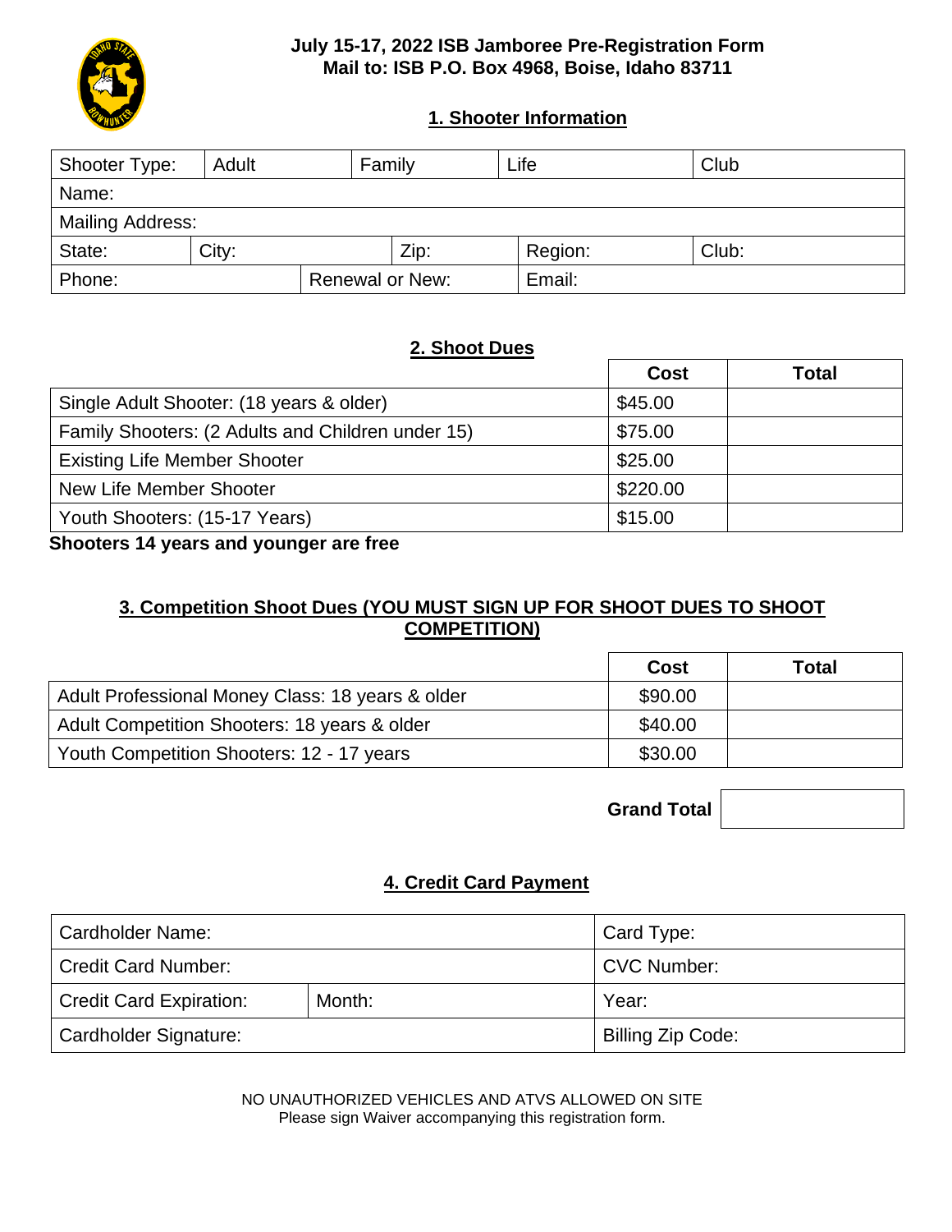**July 15-17, 2022 ISB Jamboree Pre-Registration Form**
**Mail to: ISB P.O. Box 4968, Boise, Idaho 83711**

## 1. Shooter Information

| Shooter Type: | Adult | Family | Life | Club |
|---|---|---|---|---|
| Name: | | | | |
| Mailing Address: | | | | |
| State: | City: | Zip: | Region: | Club: |
| Phone: | Renewal or New: | Email: | | |

## 2. Shoot Dues

| | Cost | Total |
|---|---|---|
| Single Adult Shooter: (18 years & older) | $45.00 | |
| Family Shooters: (2 Adults and Children under 15) | $75.00 | |
| Existing Life Member Shooter | $25.00 | |
| New Life Member Shooter | $220.00 | |
| Youth Shooters: (15-17 Years) | $15.00 | |

**Shooters 14 years and younger are free**

## 3. Competition Shoot Dues (YOU MUST SIGN UP FOR SHOOT DUES TO SHOOT COMPETITION)

| | Cost | Total |
|---|---|---|
| Adult Professional Money Class: 18 years & older | $90.00 | |
| Adult Competition Shooters: 18 years & older | $40.00 | |
| Youth Competition Shooters: 12 - 17 years | $30.00 | |

**Grand Total** ____________

## 4. Credit Card Payment

| Cardholder Name: | | Card Type: |
|---|---|---|
| Credit Card Number: | | CVC Number: |
| Credit Card Expiration: | Month: | Year: |
| Cardholder Signature: | | Billing Zip Code: |

NO UNAUTHORIZED VEHICLES AND ATVS ALLOWED ON SITE
Please sign Waiver accompanying this registration form.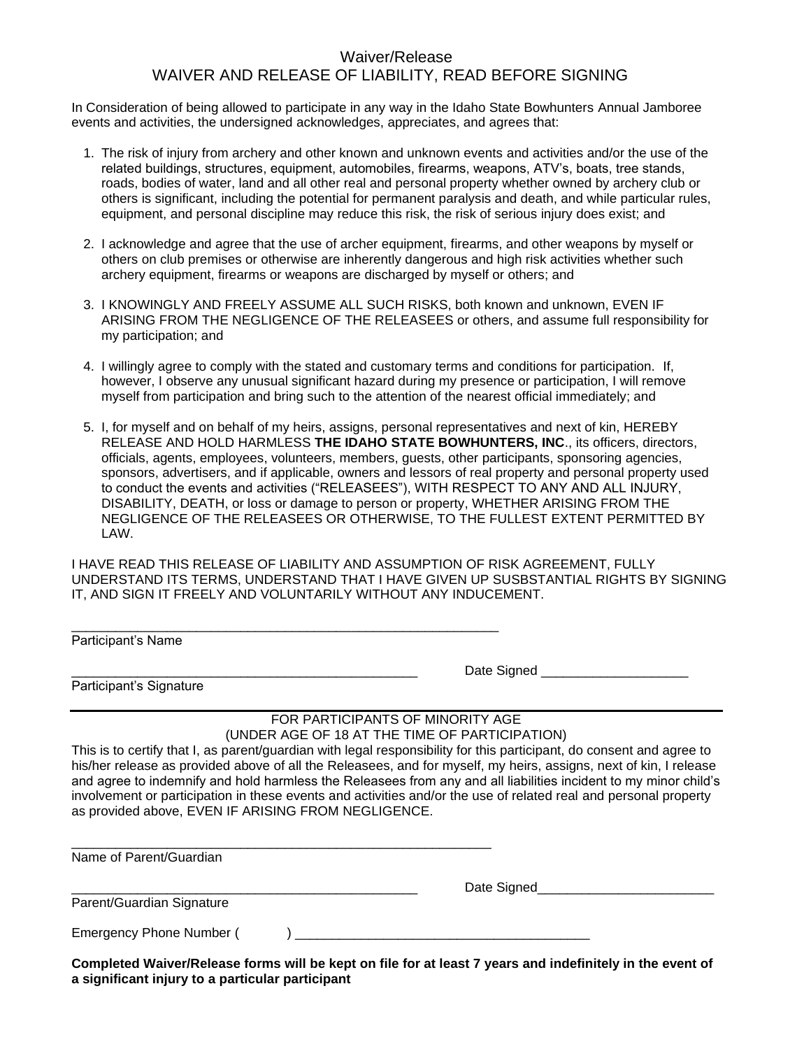# Waiver/Release

## WAIVER AND RELEASE OF LIABILITY, READ BEFORE SIGNING

In Consideration of being allowed to participate in any way in the Idaho State Bowhunters Annual Jamboree events and activities, the undersigned acknowledges, appreciates, and agrees that:

1. The risk of injury from archery and other known and unknown events and activities and/or the use of the related buildings, structures, equipment, automobiles, firearms, weapons, ATV's, boats, tree stands, roads, bodies of water, land and all other real and personal property whether owned by archery club or others is significant, including the potential for permanent paralysis and death, and while particular rules, equipment, and personal discipline may reduce this risk, the risk of serious injury does exist; and

2. I acknowledge and agree that the use of archer equipment, firearms, and other weapons by myself or others on club premises or otherwise are inherently dangerous and high risk activities whether such archery equipment, firearms or weapons are discharged by myself or others; and

3. I KNOWINGLY AND FREELY ASSUME ALL SUCH RISKS, both known and unknown, EVEN IF ARISING FROM THE NEGLIGENCE OF THE RELEASEES or others, and assume full responsibility for my participation; and

4. I willingly agree to comply with the stated and customary terms and conditions for participation. If, however, I observe any unusual significant hazard during my presence or participation, I will remove myself from participation and bring such to the attention of the nearest official immediately; and

5. I, for myself and on behalf of my heirs, assigns, personal representatives and next of kin, HEREBY RELEASE AND HOLD HARMLESS **THE IDAHO STATE BOWHUNTERS, INC**., its officers, directors, officials, agents, employees, volunteers, members, guests, other participants, sponsoring agencies, sponsors, advertisers, and if applicable, owners and lessors of real property and personal property used to conduct the events and activities ("RELEASEES"), WITH RESPECT TO ANY AND ALL INJURY, DISABILITY, DEATH, or loss or damage to person or property, WHETHER ARISING FROM THE NEGLIGENCE OF THE RELEASEES OR OTHERWISE, TO THE FULLEST EXTENT PERMITTED BY LAW.

I HAVE READ THIS RELEASE OF LIABILITY AND ASSUMPTION OF RISK AGREEMENT, FULLY UNDERSTAND ITS TERMS, UNDERSTAND THAT I HAVE GIVEN UP SUSBSTANTIAL RIGHTS BY SIGNING IT, AND SIGN IT FREELY AND VOLUNTARILY WITHOUT ANY INDUCEMENT.

______________________________________________________________
Participant's Name

__________________________________________________ Date Signed ____________________
Participant's Signature

---

FOR PARTICIPANTS OF MINORITY AGE
(UNDER AGE OF 18 AT THE TIME OF PARTICIPATION)

This is to certify that I, as parent/guardian with legal responsibility for this participant, do consent and agree to his/her release as provided above of all the Releasees, and for myself, my heirs, assigns, next of kin, I release and agree to indemnify and hold harmless the Releasees from any and all liabilities incident to my minor child's involvement or participation in these events and activities and/or the use of related real and personal property as provided above, EVEN IF ARISING FROM NEGLIGENCE.

______________________________________________________________
Name of Parent/Guardian

__________________________________________________ Date Signed________________________
Parent/Guardian Signature

Emergency Phone Number (          ) ________________________________________

**Completed Waiver/Release forms will be kept on file for at least 7 years and indefinitely in the event of a significant injury to a particular participant**